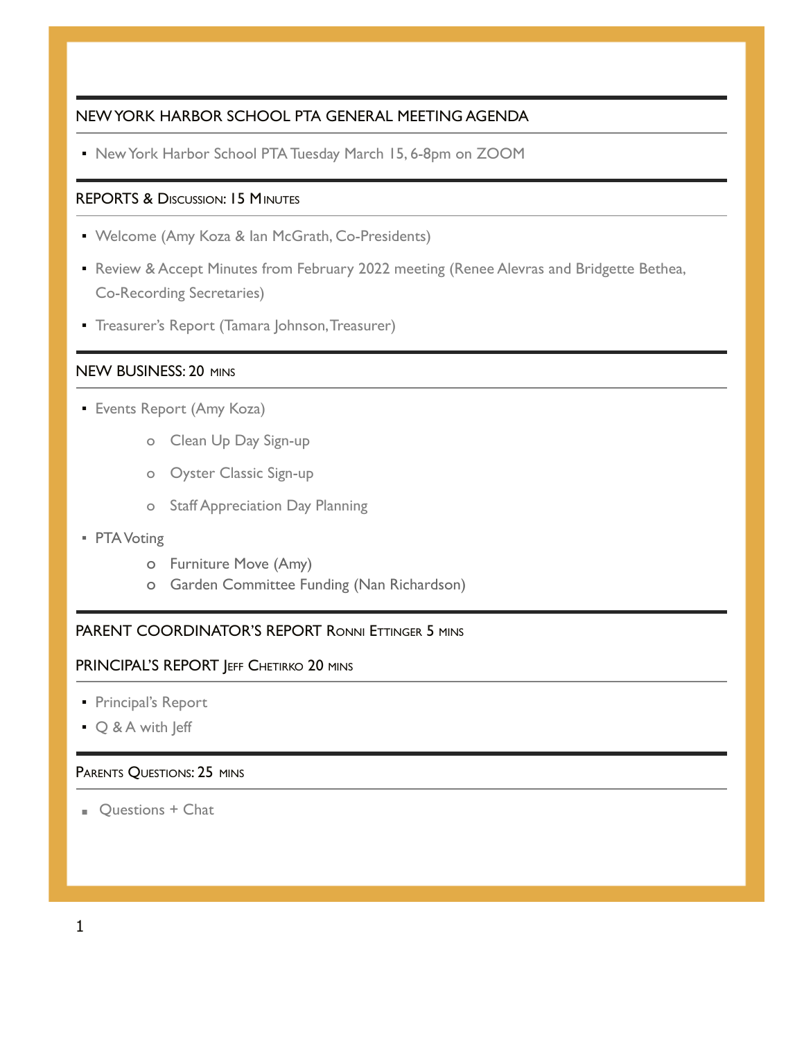## NEW YORK HARBOR SCHOOL PTA GENERAL MEETING AGENDA

- New York Harbor School PTA Tuesday March 15, 6-8pm on ZOOM

### REPORTS & DISCUSSION: 15 MINUTES

- Welcome (Amy Koza & Ian McGrath, Co-Presidents)
- Review & Accept Minutes from February 2022 meeting (Renee Alevras and Bridgette Bethea, Co-Recording Secretaries)
- Treasurer's Report (Tamara Johnson, Treasurer)

### NEW BUSINESS: 20 MINS

- Events Report (Amy Koza)
  - Clean Up Day Sign-up
  - Oyster Classic Sign-up
  - Staff Appreciation Day Planning
- PTA Voting
  - Furniture Move (Amy)
  - Garden Committee Funding (Nan Richardson)

### PARENT COORDINATOR'S REPORT RONNI ETTINGER 5 MINS

### PRINCIPAL'S REPORT JEFF CHETIRKO 20 MINS

- Principal's Report
- Q & A with Jeff

### PARENTS QUESTIONS: 25 MINS

- Questions + Chat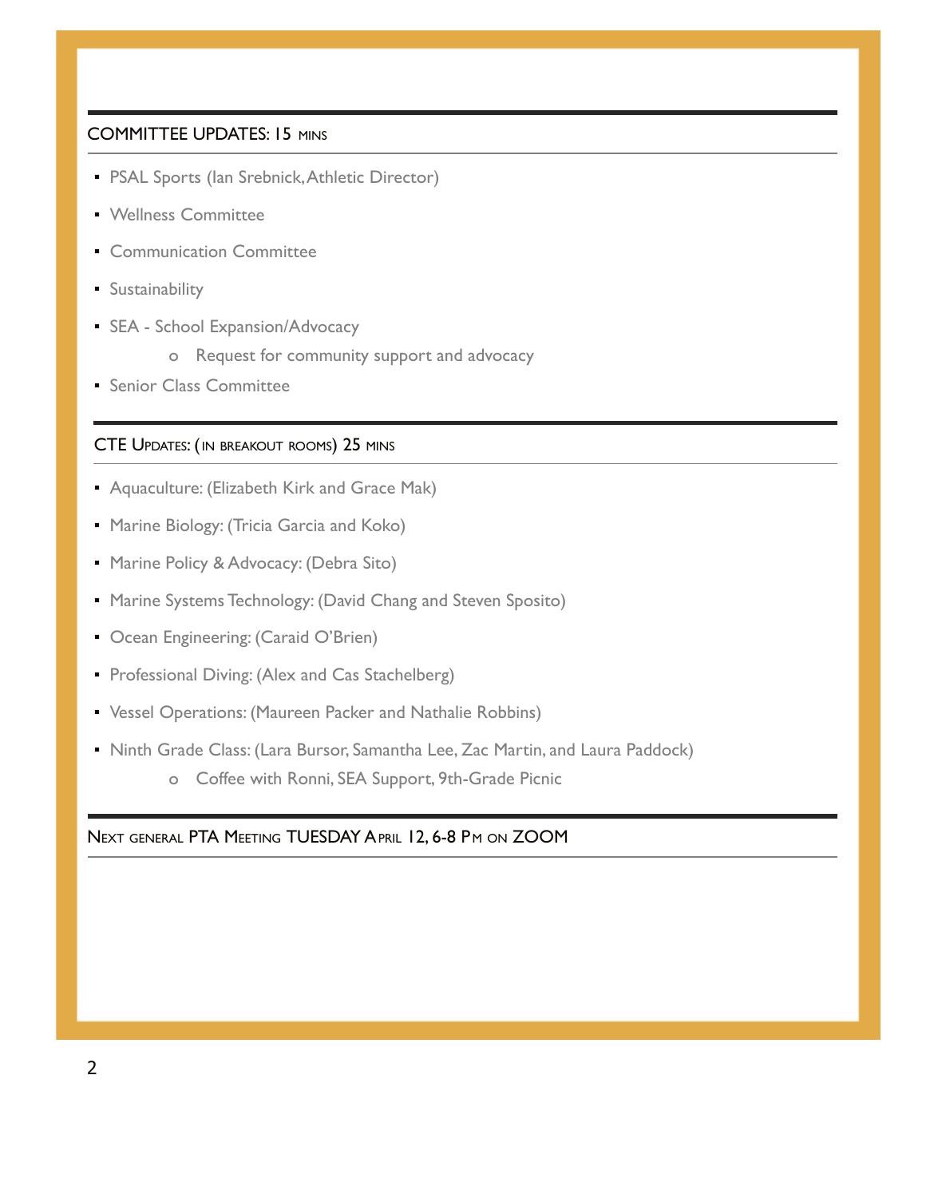## COMMITTEE UPDATES: 15 MINS

- PSAL Sports (Ian Srebnick, Athletic Director)
- Wellness Committee
- Communication Committee
- Sustainability
- SEA - School Expansion/Advocacy
    - Request for community support and advocacy
- Senior Class Committee

## CTE UPDATES: (IN BREAKOUT ROOMS) 25 MINS

- Aquaculture: (Elizabeth Kirk and Grace Mak)
- Marine Biology: (Tricia Garcia and Koko)
- Marine Policy & Advocacy: (Debra Sito)
- Marine Systems Technology: (David Chang and Steven Sposito)
- Ocean Engineering: (Caraid O'Brien)
- Professional Diving: (Alex and Cas Stachelberg)
- Vessel Operations: (Maureen Packer and Nathalie Robbins)
- Ninth Grade Class: (Lara Bursor, Samantha Lee, Zac Martin, and Laura Paddock)
    - Coffee with Ronni, SEA Support, 9th-Grade Picnic

## NEXT GENERAL PTA MEETING TUESDAY APRIL 12, 6-8 PM ON ZOOM